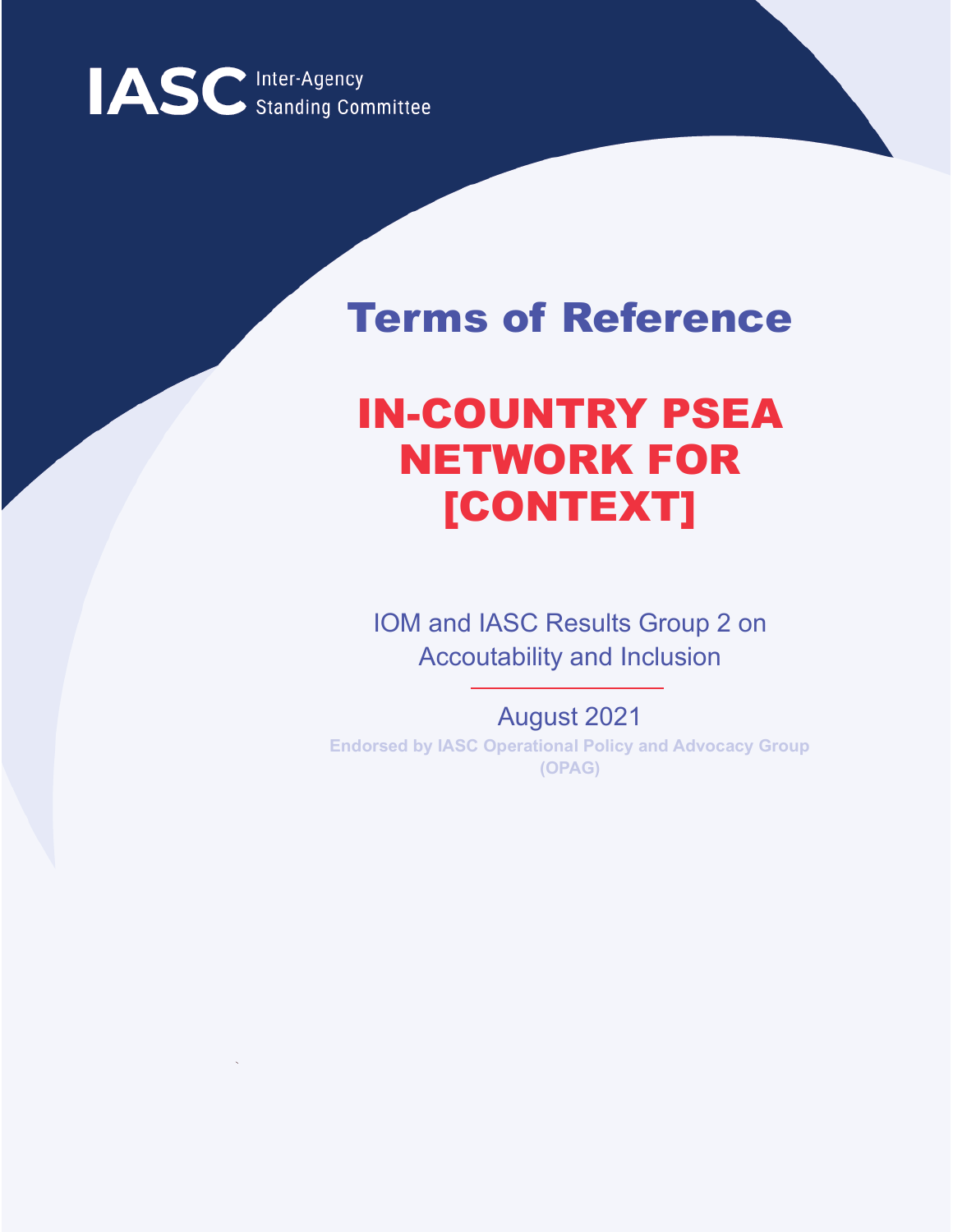IASC Inter-Agency Standing Committee

# Terms of Reference

# IN-COUNTRY PSEA NETWORK FOR [CONTEXT]

IOM and IASC Results Group 2 on Accoutability and Inclusion

August 2021

**Endorsed by IASC Operational Policy and Advocacy Group (OPAG)**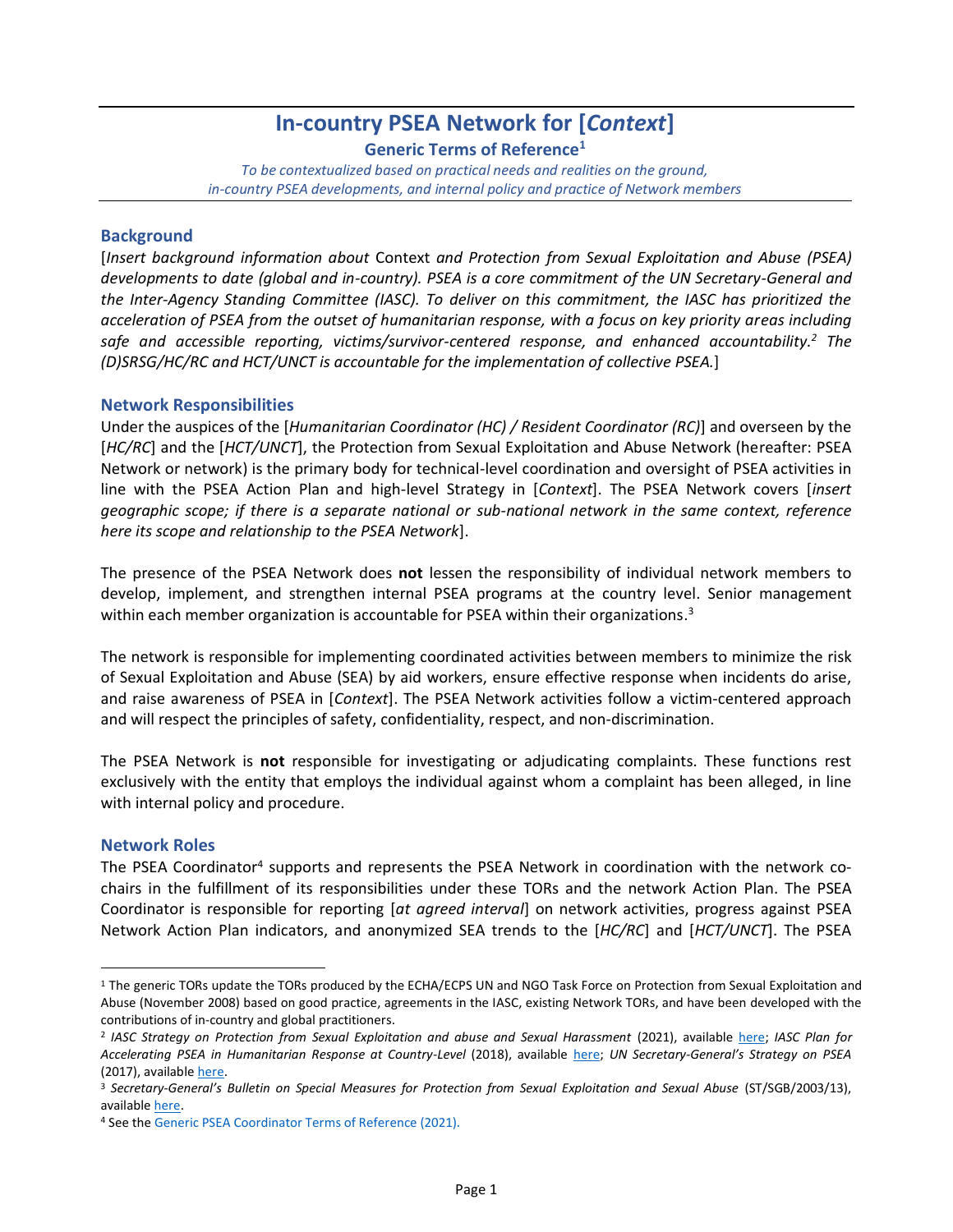# In-country PSEA Network for [*Context*]

**Generic Terms of Reference**[1]

*To be contextualized based on practical needs and realities on the ground, in-country PSEA developments, and internal policy and practice of Network members*

## Background

[*Insert background information about* Context *and Protection from Sexual Exploitation and Abuse (PSEA) developments to date (global and in-country). PSEA is a core commitment of the UN Secretary-General and the Inter-Agency Standing Committee (IASC). To deliver on this commitment, the IASC has prioritized the acceleration of PSEA from the outset of humanitarian response, with a focus on key priority areas including safe and accessible reporting, victims/survivor-centered response, and enhanced accountability.*[2] *The (D)SRSG/HC/RC and HCT/UNCT is accountable for the implementation of collective PSEA.*]

## Network Responsibilities

Under the auspices of the [*Humanitarian Coordinator (HC) / Resident Coordinator (RC)*] and overseen by the [*HC/RC*] and the [*HCT/UNCT*], the Protection from Sexual Exploitation and Abuse Network (hereafter: PSEA Network or network) is the primary body for technical-level coordination and oversight of PSEA activities in line with the PSEA Action Plan and high-level Strategy in [*Context*]. The PSEA Network covers [*insert geographic scope; if there is a separate national or sub-national network in the same context, reference here its scope and relationship to the PSEA Network*].

The presence of the PSEA Network does **not** lessen the responsibility of individual network members to develop, implement, and strengthen internal PSEA programs at the country level. Senior management within each member organization is accountable for PSEA within their organizations.[3]

The network is responsible for implementing coordinated activities between members to minimize the risk of Sexual Exploitation and Abuse (SEA) by aid workers, ensure effective response when incidents do arise, and raise awareness of PSEA in [*Context*]. The PSEA Network activities follow a victim-centered approach and will respect the principles of safety, confidentiality, respect, and non-discrimination.

The PSEA Network is **not** responsible for investigating or adjudicating complaints. These functions rest exclusively with the entity that employs the individual against whom a complaint has been alleged, in line with internal policy and procedure.

## Network Roles

The PSEA Coordinator[4] supports and represents the PSEA Network in coordination with the network co-chairs in the fulfillment of its responsibilities under these TORs and the network Action Plan. The PSEA Coordinator is responsible for reporting [*at agreed interval*] on network activities, progress against PSEA Network Action Plan indicators, and anonymized SEA trends to the [*HC/RC*] and [*HCT/UNCT*]. The PSEA

---

[1] The generic TORs update the TORs produced by the ECHA/ECPS UN and NGO Task Force on Protection from Sexual Exploitation and Abuse (November 2008) based on good practice, agreements in the IASC, existing Network TORs, and have been developed with the contributions of in-country and global practitioners.

[2] *IASC Strategy on Protection from Sexual Exploitation and abuse and Sexual Harassment* (2021), available here; *IASC Plan for Accelerating PSEA in Humanitarian Response at Country-Level* (2018), available here; *UN Secretary-General's Strategy on PSEA* (2017), available here.

[3] *Secretary-General's Bulletin on Special Measures for Protection from Sexual Exploitation and Sexual Abuse* (ST/SGB/2003/13), available here.

[4] See the Generic PSEA Coordinator Terms of Reference (2021).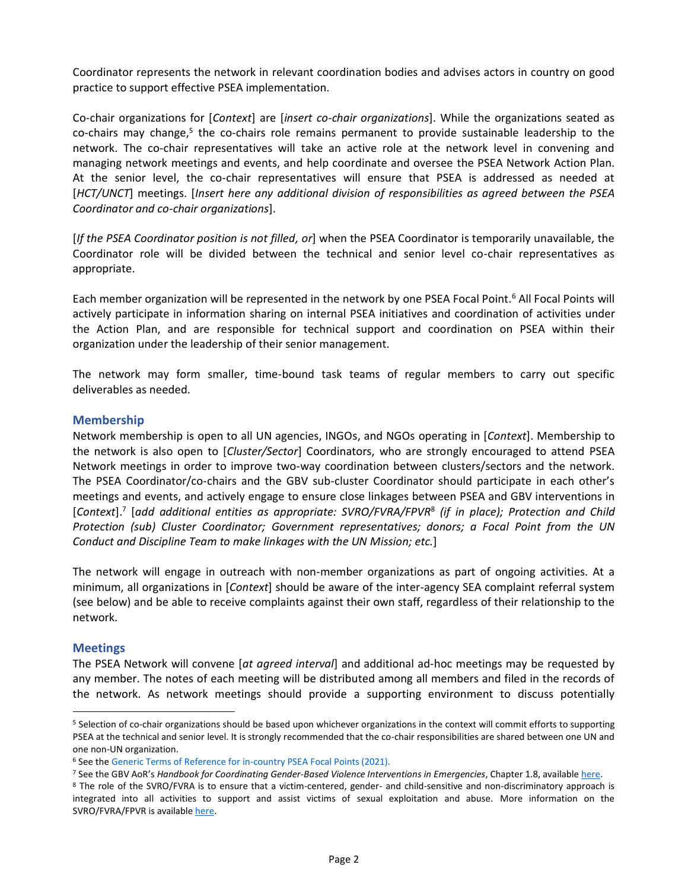Coordinator represents the network in relevant coordination bodies and advises actors in country on good practice to support effective PSEA implementation.

Co-chair organizations for [*Context*] are [*insert co-chair organizations*]. While the organizations seated as co-chairs may change,[5] the co-chairs role remains permanent to provide sustainable leadership to the network. The co-chair representatives will take an active role at the network level in convening and managing network meetings and events, and help coordinate and oversee the PSEA Network Action Plan. At the senior level, the co-chair representatives will ensure that PSEA is addressed as needed at [*HCT/UNCT*] meetings. [*Insert here any additional division of responsibilities as agreed between the PSEA Coordinator and co-chair organizations*].

[*If the PSEA Coordinator position is not filled, or*] when the PSEA Coordinator is temporarily unavailable, the Coordinator role will be divided between the technical and senior level co-chair representatives as appropriate.

Each member organization will be represented in the network by one PSEA Focal Point.[6] All Focal Points will actively participate in information sharing on internal PSEA initiatives and coordination of activities under the Action Plan, and are responsible for technical support and coordination on PSEA within their organization under the leadership of their senior management.

The network may form smaller, time-bound task teams of regular members to carry out specific deliverables as needed.

### Membership

Network membership is open to all UN agencies, INGOs, and NGOs operating in [*Context*]. Membership to the network is also open to [*Cluster/Sector*] Coordinators, who are strongly encouraged to attend PSEA Network meetings in order to improve two-way coordination between clusters/sectors and the network. The PSEA Coordinator/co-chairs and the GBV sub-cluster Coordinator should participate in each other's meetings and events, and actively engage to ensure close linkages between PSEA and GBV interventions in [*Context*].[7] [*add additional entities as appropriate: SVRO/FVRA/FPVR*[8] *(if in place); Protection and Child Protection (sub) Cluster Coordinator; Government representatives; donors; a Focal Point from the UN Conduct and Discipline Team to make linkages with the UN Mission; etc.*]

The network will engage in outreach with non-member organizations as part of ongoing activities. At a minimum, all organizations in [*Context*] should be aware of the inter-agency SEA complaint referral system (see below) and be able to receive complaints against their own staff, regardless of their relationship to the network.

### Meetings

The PSEA Network will convene [*at agreed interval*] and additional ad-hoc meetings may be requested by any member. The notes of each meeting will be distributed among all members and filed in the records of the network. As network meetings should provide a supporting environment to discuss potentially

---

[5] Selection of co-chair organizations should be based upon whichever organizations in the context will commit efforts to supporting PSEA at the technical and senior level. It is strongly recommended that the co-chair responsibilities are shared between one UN and one non-UN organization.

[6] See the Generic Terms of Reference for in-country PSEA Focal Points (2021).

[7] See the GBV AoR's *Handbook for Coordinating Gender-Based Violence Interventions in Emergencies*, Chapter 1.8, available here.

[8] The role of the SVRO/FVRA is to ensure that a victim-centered, gender- and child-sensitive and non-discriminatory approach is integrated into all activities to support and assist victims of sexual exploitation and abuse. More information on the SVRO/FVRA/FPVR is available here.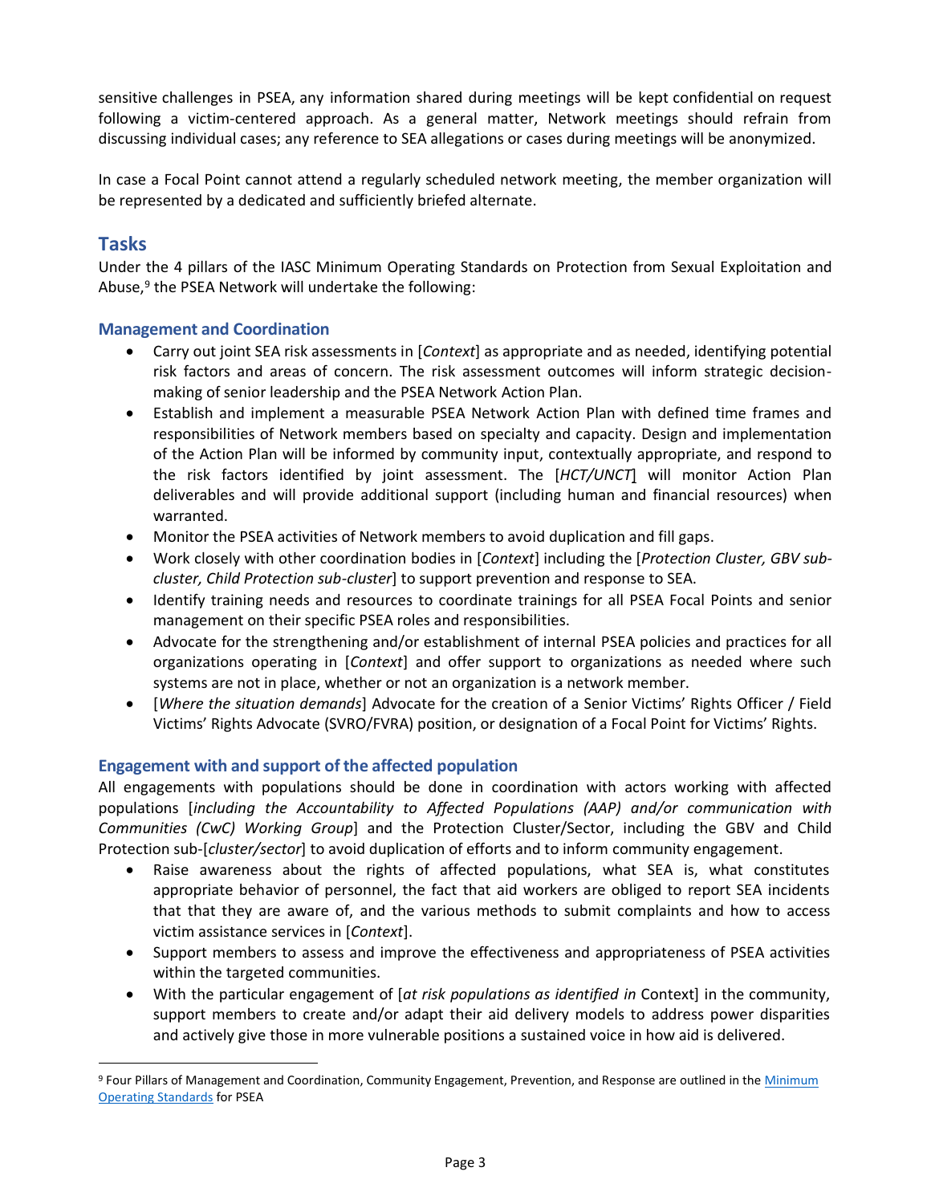sensitive challenges in PSEA, any information shared during meetings will be kept confidential on request following a victim-centered approach. As a general matter, Network meetings should refrain from discussing individual cases; any reference to SEA allegations or cases during meetings will be anonymized.

In case a Focal Point cannot attend a regularly scheduled network meeting, the member organization will be represented by a dedicated and sufficiently briefed alternate.

## Tasks

Under the 4 pillars of the IASC Minimum Operating Standards on Protection from Sexual Exploitation and Abuse,[9] the PSEA Network will undertake the following:

### Management and Coordination

- Carry out joint SEA risk assessments in [*Context*] as appropriate and as needed, identifying potential risk factors and areas of concern. The risk assessment outcomes will inform strategic decision-making of senior leadership and the PSEA Network Action Plan.
- Establish and implement a measurable PSEA Network Action Plan with defined time frames and responsibilities of Network members based on specialty and capacity. Design and implementation of the Action Plan will be informed by community input, contextually appropriate, and respond to the risk factors identified by joint assessment. The [*HCT/UNCT*] will monitor Action Plan deliverables and will provide additional support (including human and financial resources) when warranted.
- Monitor the PSEA activities of Network members to avoid duplication and fill gaps.
- Work closely with other coordination bodies in [*Context*] including the [*Protection Cluster, GBV sub-cluster, Child Protection sub-cluster*] to support prevention and response to SEA.
- Identify training needs and resources to coordinate trainings for all PSEA Focal Points and senior management on their specific PSEA roles and responsibilities.
- Advocate for the strengthening and/or establishment of internal PSEA policies and practices for all organizations operating in [*Context*] and offer support to organizations as needed where such systems are not in place, whether or not an organization is a network member.
- [*Where the situation demands*] Advocate for the creation of a Senior Victims' Rights Officer / Field Victims' Rights Advocate (SVRO/FVRA) position, or designation of a Focal Point for Victims' Rights.

### Engagement with and support of the affected population

All engagements with populations should be done in coordination with actors working with affected populations [*including the Accountability to Affected Populations (AAP) and/or communication with Communities (CwC) Working Group*] and the Protection Cluster/Sector, including the GBV and Child Protection sub-[*cluster/sector*] to avoid duplication of efforts and to inform community engagement.

- Raise awareness about the rights of affected populations, what SEA is, what constitutes appropriate behavior of personnel, the fact that aid workers are obliged to report SEA incidents that that they are aware of, and the various methods to submit complaints and how to access victim assistance services in [*Context*].
- Support members to assess and improve the effectiveness and appropriateness of PSEA activities within the targeted communities.
- With the particular engagement of [*at risk populations as identified in* Context] in the community, support members to create and/or adapt their aid delivery models to address power disparities and actively give those in more vulnerable positions a sustained voice in how aid is delivered.

[9] Four Pillars of Management and Coordination, Community Engagement, Prevention, and Response are outlined in the Minimum Operating Standards for PSEA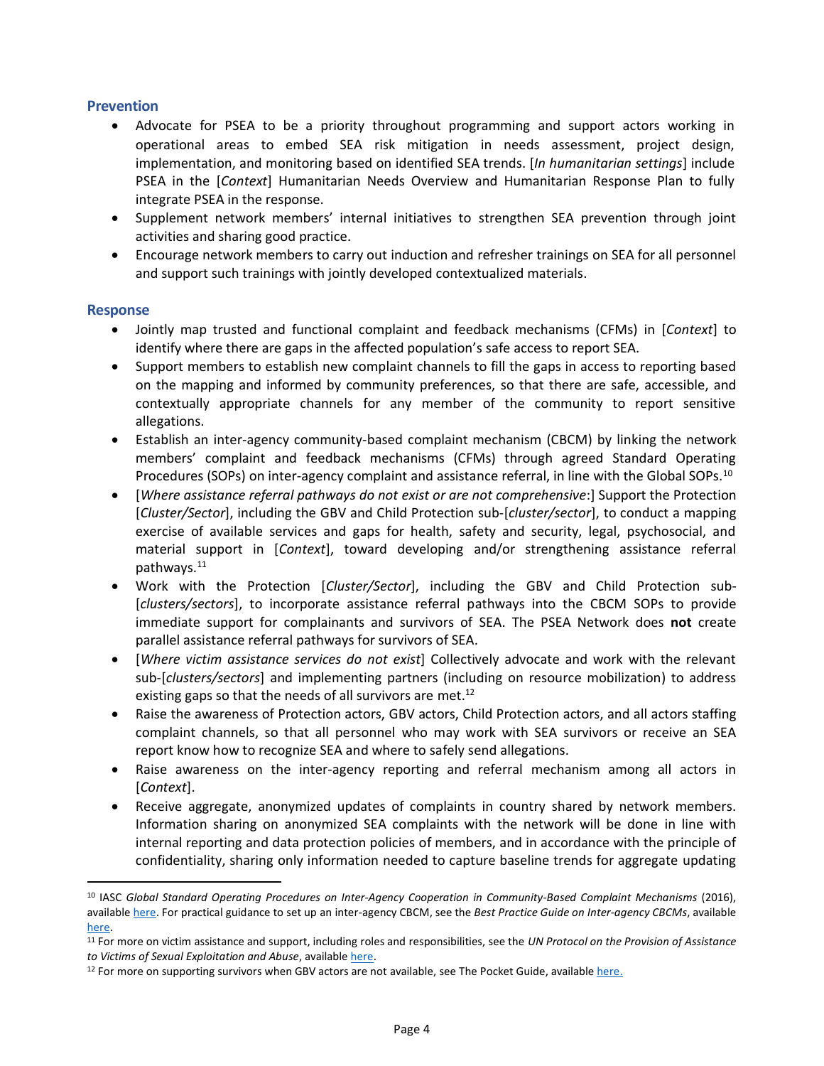## Prevention

- Advocate for PSEA to be a priority throughout programming and support actors working in operational areas to embed SEA risk mitigation in needs assessment, project design, implementation, and monitoring based on identified SEA trends. [*In humanitarian settings*] include PSEA in the [*Context*] Humanitarian Needs Overview and Humanitarian Response Plan to fully integrate PSEA in the response.
- Supplement network members' internal initiatives to strengthen SEA prevention through joint activities and sharing good practice.
- Encourage network members to carry out induction and refresher trainings on SEA for all personnel and support such trainings with jointly developed contextualized materials.

## Response

- Jointly map trusted and functional complaint and feedback mechanisms (CFMs) in [*Context*] to identify where there are gaps in the affected population's safe access to report SEA.
- Support members to establish new complaint channels to fill the gaps in access to reporting based on the mapping and informed by community preferences, so that there are safe, accessible, and contextually appropriate channels for any member of the community to report sensitive allegations.
- Establish an inter-agency community-based complaint mechanism (CBCM) by linking the network members' complaint and feedback mechanisms (CFMs) through agreed Standard Operating Procedures (SOPs) on inter-agency complaint and assistance referral, in line with the Global SOPs.[10]
- [*Where assistance referral pathways do not exist or are not comprehensive*:] Support the Protection [*Cluster/Sector*], including the GBV and Child Protection sub-[*cluster/sector*], to conduct a mapping exercise of available services and gaps for health, safety and security, legal, psychosocial, and material support in [*Context*], toward developing and/or strengthening assistance referral pathways.[11]
- Work with the Protection [*Cluster/Sector*], including the GBV and Child Protection sub-[*clusters/sectors*], to incorporate assistance referral pathways into the CBCM SOPs to provide immediate support for complainants and survivors of SEA. The PSEA Network does **not** create parallel assistance referral pathways for survivors of SEA.
- [*Where victim assistance services do not exist*] Collectively advocate and work with the relevant sub-[*clusters/sectors*] and implementing partners (including on resource mobilization) to address existing gaps so that the needs of all survivors are met.[12]
- Raise the awareness of Protection actors, GBV actors, Child Protection actors, and all actors staffing complaint channels, so that all personnel who may work with SEA survivors or receive an SEA report know how to recognize SEA and where to safely send allegations.
- Raise awareness on the inter-agency reporting and referral mechanism among all actors in [*Context*].
- Receive aggregate, anonymized updates of complaints in country shared by network members. Information sharing on anonymized SEA complaints with the network will be done in line with internal reporting and data protection policies of members, and in accordance with the principle of confidentiality, sharing only information needed to capture baseline trends for aggregate updating

---

[10] IASC *Global Standard Operating Procedures on Inter-Agency Cooperation in Community-Based Complaint Mechanisms* (2016), available here. For practical guidance to set up an inter-agency CBCM, see the *Best Practice Guide on Inter-agency CBCMs*, available here.

[11] For more on victim assistance and support, including roles and responsibilities, see the *UN Protocol on the Provision of Assistance to Victims of Sexual Exploitation and Abuse*, available here.

[12] For more on supporting survivors when GBV actors are not available, see The Pocket Guide, available here.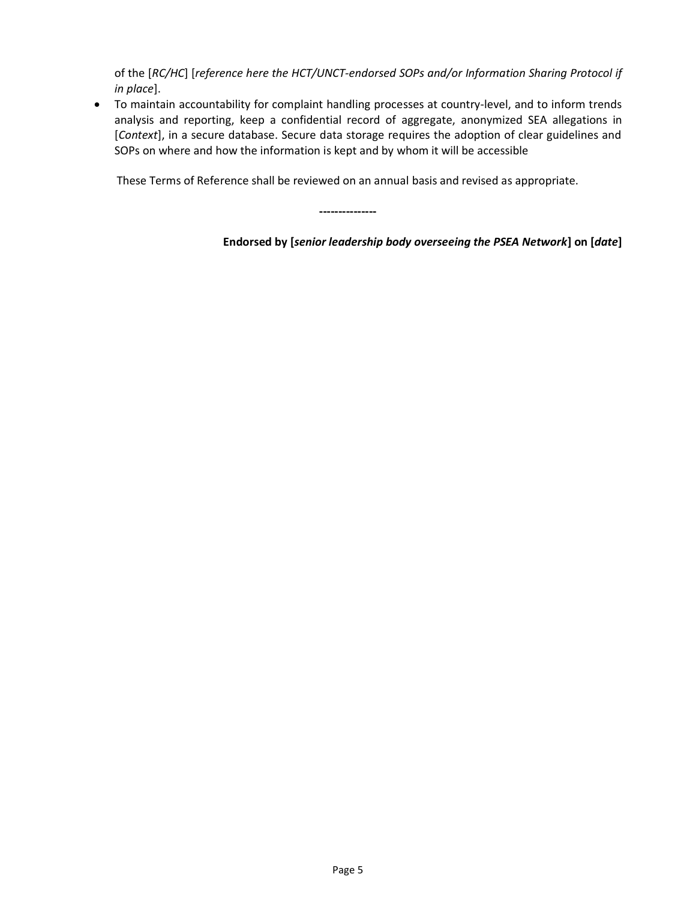of the [*RC/HC*] [*reference here the HCT/UNCT-endorsed SOPs and/or Information Sharing Protocol if in place*].

- To maintain accountability for complaint handling processes at country-level, and to inform trends analysis and reporting, keep a confidential record of aggregate, anonymized SEA allegations in [*Context*], in a secure database. Secure data storage requires the adoption of clear guidelines and SOPs on where and how the information is kept and by whom it will be accessible

These Terms of Reference shall be reviewed on an annual basis and revised as appropriate.

**---------------**

**Endorsed by [*senior leadership body overseeing the PSEA Network*] on [*date*]**